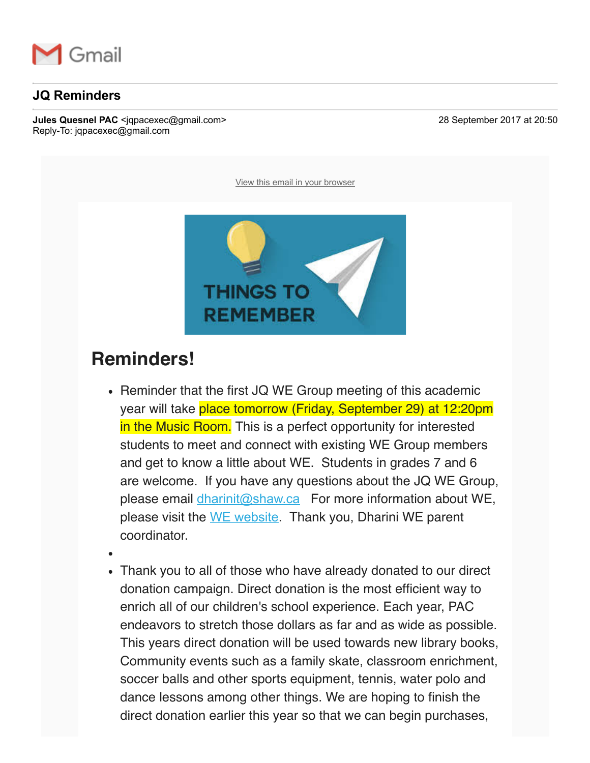Gmail

## JQ Reminders

**Jules Quesnel PAC** <jqpacexec@gmail.com>
Reply-To: jqpacexec@gmail.com

28 September 2017 at 20:50

View this email in your browser

THINGS TO REMEMBER

# Reminders!

- Reminder that the first JQ WE Group meeting of this academic year will take place tomorrow (Friday, September 29) at 12:20pm in the Music Room. This is a perfect opportunity for interested students to meet and connect with existing WE Group members and get to know a little about WE. Students in grades 7 and 6 are welcome. If you have any questions about the JQ WE Group, please email dharinit@shaw.ca For more information about WE, please visit the WE website. Thank you, Dharini WE parent coordinator.
- 
- Thank you to all of those who have already donated to our direct donation campaign. Direct donation is the most efficient way to enrich all of our children's school experience. Each year, PAC endeavors to stretch those dollars as far and as wide as possible. This years direct donation will be used towards new library books, Community events such as a family skate, classroom enrichment, soccer balls and other sports equipment, tennis, water polo and dance lessons among other things. We are hoping to finish the direct donation earlier this year so that we can begin purchases,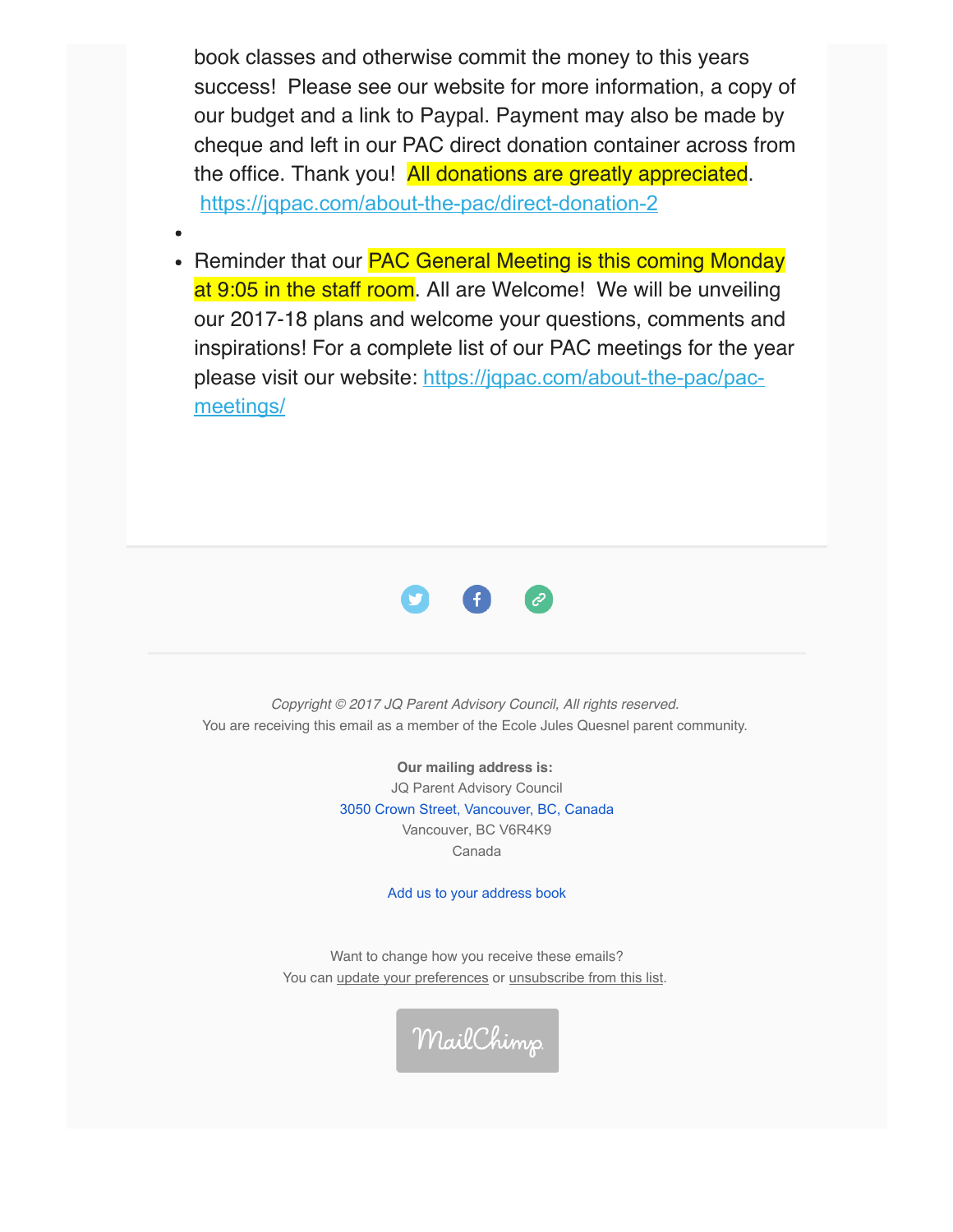book classes and otherwise commit the money to this years success! Please see our website for more information, a copy of our budget and a link to Paypal. Payment may also be made by cheque and left in our PAC direct donation container across from the office. Thank you! All donations are greatly appreciated. https://jqpac.com/about-the-pac/direct-donation-2

- 
- Reminder that our PAC General Meeting is this coming Monday at 9:05 in the staff room. All are Welcome! We will be unveiling our 2017-18 plans and welcome your questions, comments and inspirations! For a complete list of our PAC meetings for the year please visit our website: https://jqpac.com/about-the-pac/pac-meetings/

*Copyright © 2017 JQ Parent Advisory Council, All rights reserved.*
You are receiving this email as a member of the Ecole Jules Quesnel parent community.

**Our mailing address is:**
JQ Parent Advisory Council
3050 Crown Street, Vancouver, BC, Canada
Vancouver, BC V6R4K9
Canada

Add us to your address book

Want to change how you receive these emails?
You can update your preferences or unsubscribe from this list.

MailChimp